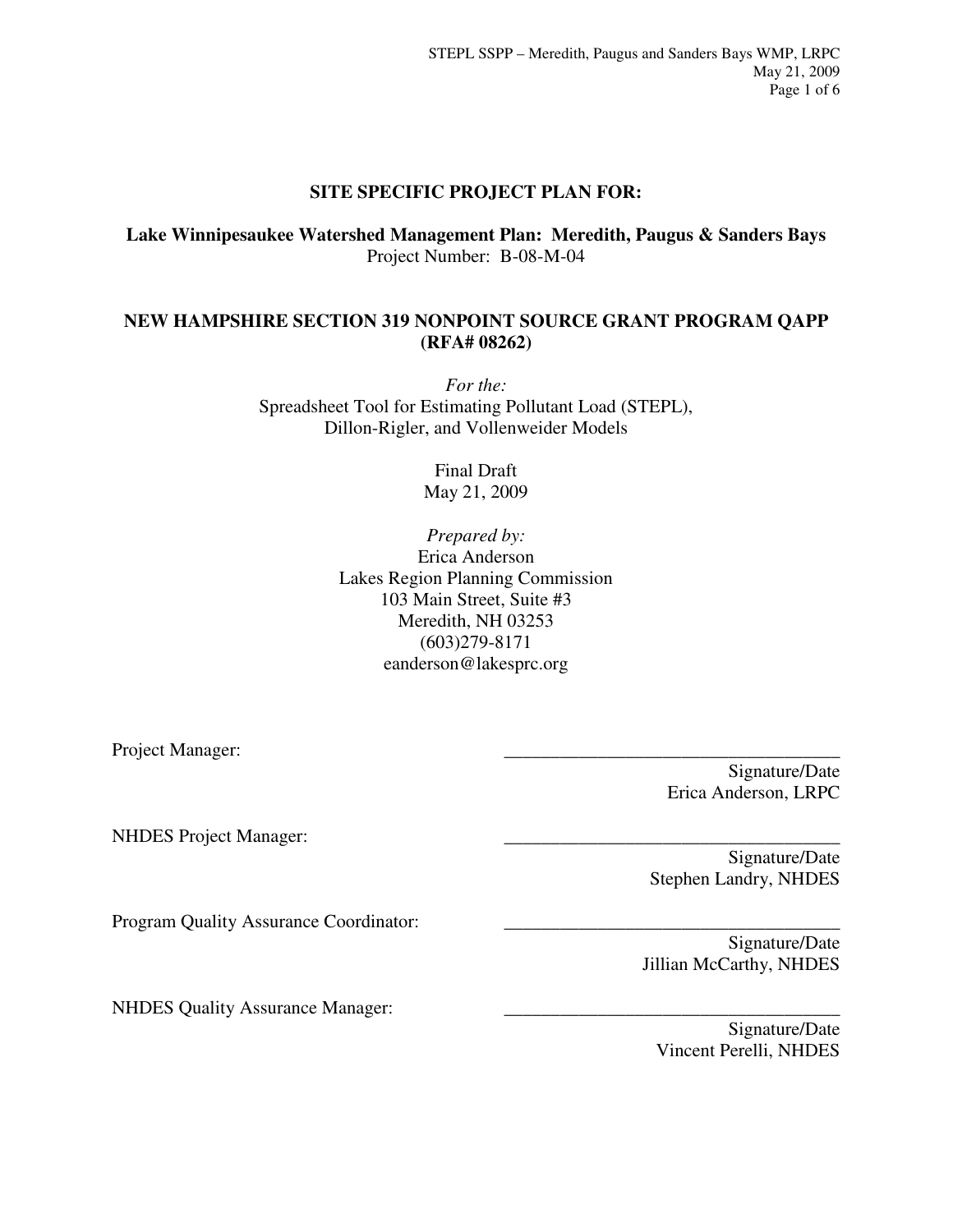# SITE SPECIFIC PROJECT PLAN FOR:

**Lake Winnipesaukee Watershed Management Plan: Meredith, Paugus & Sanders Bays**
Project Number: B-08-M-04

## NEW HAMPSHIRE SECTION 319 NONPOINT SOURCE GRANT PROGRAM QAPP (RFA# 08262)

*For the:*
Spreadsheet Tool for Estimating Pollutant Load (STEPL), Dillon-Rigler, and Vollenweider Models

Final Draft
May 21, 2009

*Prepared by:*
Erica Anderson
Lakes Region Planning Commission
103 Main Street, Suite #3
Meredith, NH 03253
(603)279-8171
eanderson@lakesprc.org

| | |
|---|---|
| Project Manager: | ____________________________________ Signature/Date Erica Anderson, LRPC |
| NHDES Project Manager: | ____________________________________ Signature/Date Stephen Landry, NHDES |
| Program Quality Assurance Coordinator: | ____________________________________ Signature/Date Jillian McCarthy, NHDES |
| NHDES Quality Assurance Manager: | ____________________________________ Signature/Date Vincent Perelli, NHDES |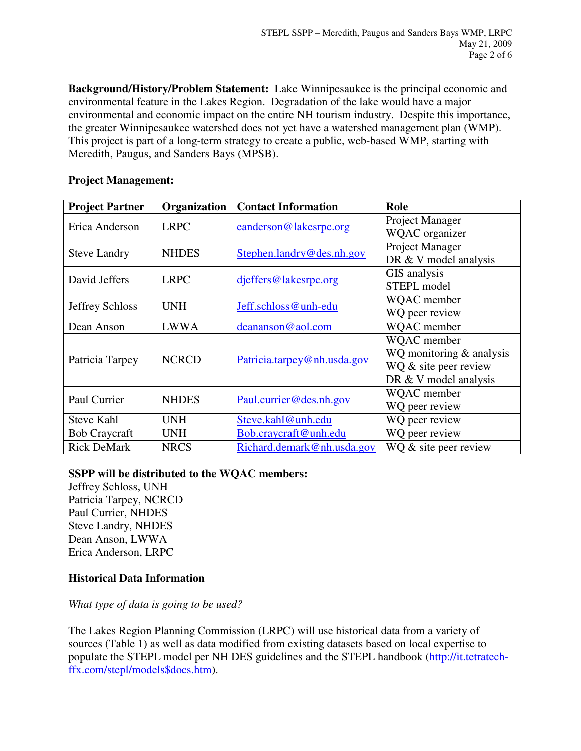**Background/History/Problem Statement:** Lake Winnipesaukee is the principal economic and environmental feature in the Lakes Region. Degradation of the lake would have a major environmental and economic impact on the entire NH tourism industry. Despite this importance, the greater Winnipesaukee watershed does not yet have a watershed management plan (WMP). This project is part of a long-term strategy to create a public, web-based WMP, starting with Meredith, Paugus, and Sanders Bays (MPSB).

**Project Management:**

| Project Partner | Organization | Contact Information | Role |
|---|---|---|---|
| Erica Anderson | LRPC | eanderson@lakesrpc.org | Project Manager<br>WQAC organizer |
| Steve Landry | NHDES | Stephen.landry@des.nh.gov | Project Manager<br>DR & V model analysis |
| David Jeffers | LRPC | djeffers@lakesrpc.org | GIS analysis<br>STEPL model |
| Jeffrey Schloss | UNH | Jeff.schloss@unh-edu | WQAC member<br>WQ peer review |
| Dean Anson | LWWA | deananson@aol.com | WQAC member |
| Patricia Tarpey | NCRCD | Patricia.tarpey@nh.usda.gov | WQAC member<br>WQ monitoring & analysis<br>WQ & site peer review<br>DR & V model analysis |
| Paul Currier | NHDES | Paul.currier@des.nh.gov | WQAC member<br>WQ peer review |
| Steve Kahl | UNH | Steve.kahl@unh.edu | WQ peer review |
| Bob Craycraft | UNH | Bob.craycraft@unh.edu | WQ peer review |
| Rick DeMark | NRCS | Richard.demark@nh.usda.gov | WQ & site peer review |

**SSPP will be distributed to the WQAC members:**

Jeffrey Schloss, UNH
Patricia Tarpey, NCRCD
Paul Currier, NHDES
Steve Landry, NHDES
Dean Anson, LWWA
Erica Anderson, LRPC

**Historical Data Information**

*What type of data is going to be used?*

The Lakes Region Planning Commission (LRPC) will use historical data from a variety of sources (Table 1) as well as data modified from existing datasets based on local expertise to populate the STEPL model per NH DES guidelines and the STEPL handbook (http://it.tetratech-ffx.com/stepl/models$docs.htm).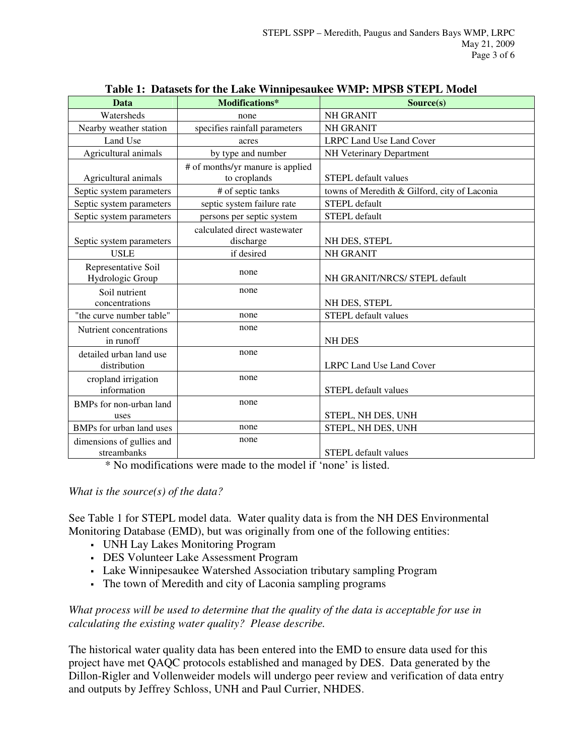**Table 1: Datasets for the Lake Winnipesaukee WMP: MPSB STEPL Model**

| Data | Modifications* | Source(s) |
|---|---|---|
| Watersheds | none | NH GRANIT |
| Nearby weather station | specifies rainfall parameters | NH GRANIT |
| Land Use | acres | LRPC Land Use Land Cover |
| Agricultural animals | by type and number | NH Veterinary Department |
| Agricultural animals | # of months/yr manure is applied to croplands | STEPL default values |
| Septic system parameters | # of septic tanks | towns of Meredith & Gilford, city of Laconia |
| Septic system parameters | septic system failure rate | STEPL default |
| Septic system parameters | persons per septic system | STEPL default |
| Septic system parameters | calculated direct wastewater discharge | NH DES, STEPL |
| USLE | if desired | NH GRANIT |
| Representative Soil Hydrologic Group | none | NH GRANIT/NRCS/ STEPL default |
| Soil nutrient concentrations | none | NH DES, STEPL |
| "the curve number table" | none | STEPL default values |
| Nutrient concentrations in runoff | none | NH DES |
| detailed urban land use distribution | none | LRPC Land Use Land Cover |
| cropland irrigation information | none | STEPL default values |
| BMPs for non-urban land uses | none | STEPL, NH DES, UNH |
| BMPs for urban land uses | none | STEPL, NH DES, UNH |
| dimensions of gullies and streambanks | none | STEPL default values |

\* No modifications were made to the model if 'none' is listed.

*What is the source(s) of the data?*

See Table 1 for STEPL model data. Water quality data is from the NH DES Environmental Monitoring Database (EMD), but was originally from one of the following entities:

- UNH Lay Lakes Monitoring Program
- DES Volunteer Lake Assessment Program
- Lake Winnipesaukee Watershed Association tributary sampling Program
- The town of Meredith and city of Laconia sampling programs

*What process will be used to determine that the quality of the data is acceptable for use in calculating the existing water quality? Please describe.*

The historical water quality data has been entered into the EMD to ensure data used for this project have met QAQC protocols established and managed by DES. Data generated by the Dillon-Rigler and Vollenweider models will undergo peer review and verification of data entry and outputs by Jeffrey Schloss, UNH and Paul Currier, NHDES.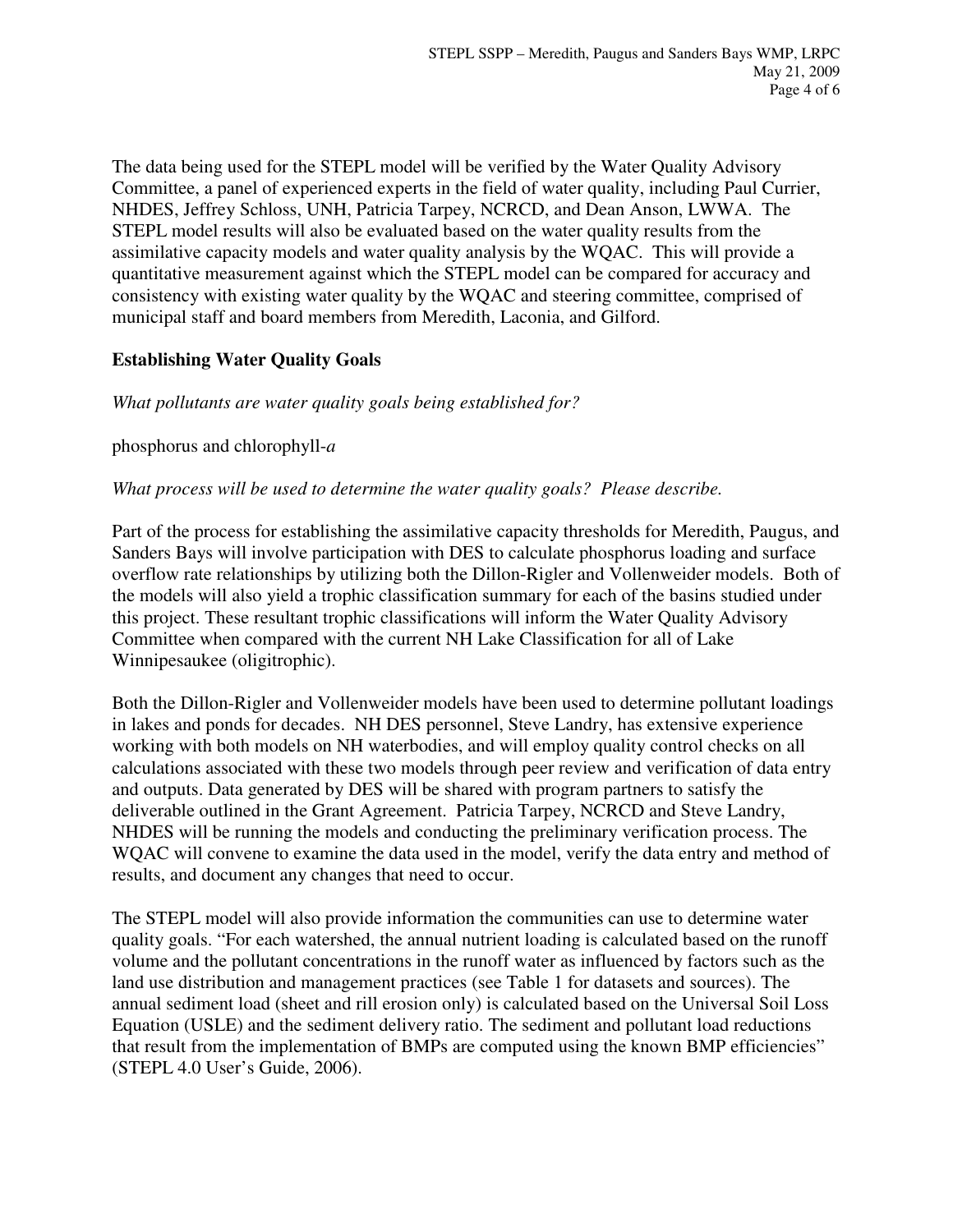The data being used for the STEPL model will be verified by the Water Quality Advisory Committee, a panel of experienced experts in the field of water quality, including Paul Currier, NHDES, Jeffrey Schloss, UNH, Patricia Tarpey, NCRCD, and Dean Anson, LWWA. The STEPL model results will also be evaluated based on the water quality results from the assimilative capacity models and water quality analysis by the WQAC. This will provide a quantitative measurement against which the STEPL model can be compared for accuracy and consistency with existing water quality by the WQAC and steering committee, comprised of municipal staff and board members from Meredith, Laconia, and Gilford.

**Establishing Water Quality Goals**

*What pollutants are water quality goals being established for?*

phosphorus and chlorophyll-*a*

*What process will be used to determine the water quality goals? Please describe.*

Part of the process for establishing the assimilative capacity thresholds for Meredith, Paugus, and Sanders Bays will involve participation with DES to calculate phosphorus loading and surface overflow rate relationships by utilizing both the Dillon-Rigler and Vollenweider models. Both of the models will also yield a trophic classification summary for each of the basins studied under this project. These resultant trophic classifications will inform the Water Quality Advisory Committee when compared with the current NH Lake Classification for all of Lake Winnipesaukee (oligitrophic).

Both the Dillon-Rigler and Vollenweider models have been used to determine pollutant loadings in lakes and ponds for decades. NH DES personnel, Steve Landry, has extensive experience working with both models on NH waterbodies, and will employ quality control checks on all calculations associated with these two models through peer review and verification of data entry and outputs. Data generated by DES will be shared with program partners to satisfy the deliverable outlined in the Grant Agreement. Patricia Tarpey, NCRCD and Steve Landry, NHDES will be running the models and conducting the preliminary verification process. The WQAC will convene to examine the data used in the model, verify the data entry and method of results, and document any changes that need to occur.

The STEPL model will also provide information the communities can use to determine water quality goals. "For each watershed, the annual nutrient loading is calculated based on the runoff volume and the pollutant concentrations in the runoff water as influenced by factors such as the land use distribution and management practices (see Table 1 for datasets and sources). The annual sediment load (sheet and rill erosion only) is calculated based on the Universal Soil Loss Equation (USLE) and the sediment delivery ratio. The sediment and pollutant load reductions that result from the implementation of BMPs are computed using the known BMP efficiencies" (STEPL 4.0 User's Guide, 2006).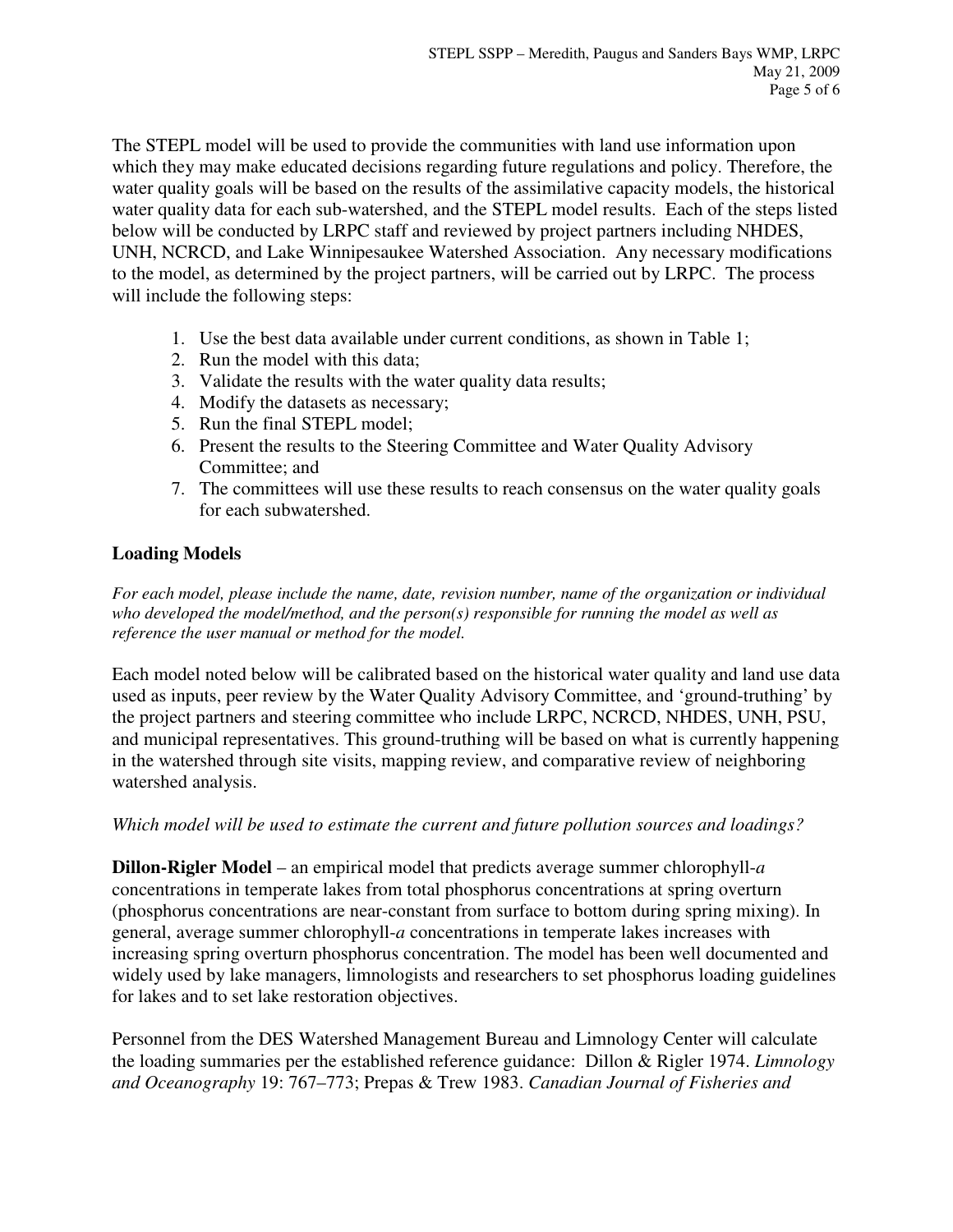The STEPL model will be used to provide the communities with land use information upon which they may make educated decisions regarding future regulations and policy. Therefore, the water quality goals will be based on the results of the assimilative capacity models, the historical water quality data for each sub-watershed, and the STEPL model results. Each of the steps listed below will be conducted by LRPC staff and reviewed by project partners including NHDES, UNH, NCRCD, and Lake Winnipesaukee Watershed Association. Any necessary modifications to the model, as determined by the project partners, will be carried out by LRPC. The process will include the following steps:

1. Use the best data available under current conditions, as shown in Table 1;
2. Run the model with this data;
3. Validate the results with the water quality data results;
4. Modify the datasets as necessary;
5. Run the final STEPL model;
6. Present the results to the Steering Committee and Water Quality Advisory Committee; and
7. The committees will use these results to reach consensus on the water quality goals for each subwatershed.

### Loading Models

*For each model, please include the name, date, revision number, name of the organization or individual who developed the model/method, and the person(s) responsible for running the model as well as reference the user manual or method for the model.*

Each model noted below will be calibrated based on the historical water quality and land use data used as inputs, peer review by the Water Quality Advisory Committee, and 'ground-truthing' by the project partners and steering committee who include LRPC, NCRCD, NHDES, UNH, PSU, and municipal representatives. This ground-truthing will be based on what is currently happening in the watershed through site visits, mapping review, and comparative review of neighboring watershed analysis.

*Which model will be used to estimate the current and future pollution sources and loadings?*

**Dillon-Rigler Model** – an empirical model that predicts average summer chlorophyll-*a* concentrations in temperate lakes from total phosphorus concentrations at spring overturn (phosphorus concentrations are near-constant from surface to bottom during spring mixing). In general, average summer chlorophyll-*a* concentrations in temperate lakes increases with increasing spring overturn phosphorus concentration. The model has been well documented and widely used by lake managers, limnologists and researchers to set phosphorus loading guidelines for lakes and to set lake restoration objectives.

Personnel from the DES Watershed Management Bureau and Limnology Center will calculate the loading summaries per the established reference guidance: Dillon & Rigler 1974. *Limnology and Oceanography* 19: 767–773; Prepas & Trew 1983. *Canadian Journal of Fisheries and*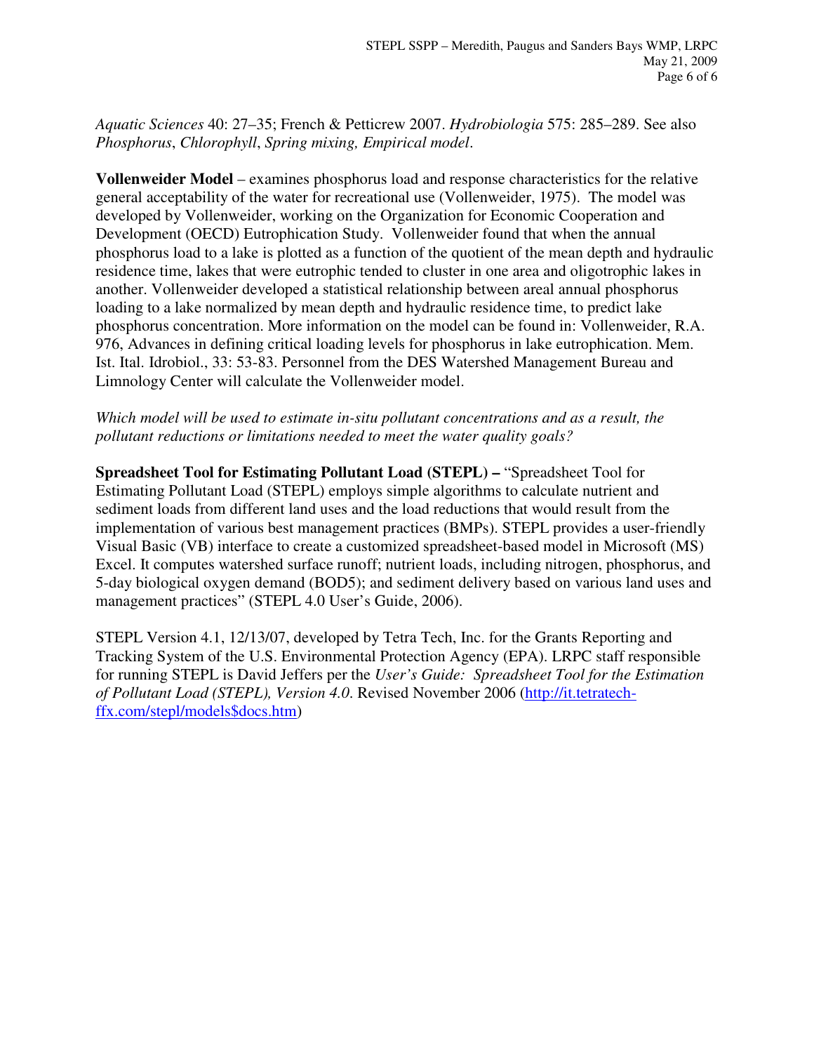*Aquatic Sciences* 40: 27–35; French & Petticrew 2007. *Hydrobiologia* 575: 285–289. See also *Phosphorus*, *Chlorophyll*, *Spring mixing, Empirical model*.

**Vollenweider Model** – examines phosphorus load and response characteristics for the relative general acceptability of the water for recreational use (Vollenweider, 1975). The model was developed by Vollenweider, working on the Organization for Economic Cooperation and Development (OECD) Eutrophication Study. Vollenweider found that when the annual phosphorus load to a lake is plotted as a function of the quotient of the mean depth and hydraulic residence time, lakes that were eutrophic tended to cluster in one area and oligotrophic lakes in another. Vollenweider developed a statistical relationship between areal annual phosphorus loading to a lake normalized by mean depth and hydraulic residence time, to predict lake phosphorus concentration. More information on the model can be found in: Vollenweider, R.A. 976, Advances in defining critical loading levels for phosphorus in lake eutrophication. Mem. Ist. Ital. Idrobiol., 33: 53-83. Personnel from the DES Watershed Management Bureau and Limnology Center will calculate the Vollenweider model.

*Which model will be used to estimate in-situ pollutant concentrations and as a result, the pollutant reductions or limitations needed to meet the water quality goals?*

**Spreadsheet Tool for Estimating Pollutant Load (STEPL) –** "Spreadsheet Tool for Estimating Pollutant Load (STEPL) employs simple algorithms to calculate nutrient and sediment loads from different land uses and the load reductions that would result from the implementation of various best management practices (BMPs). STEPL provides a user-friendly Visual Basic (VB) interface to create a customized spreadsheet-based model in Microsoft (MS) Excel. It computes watershed surface runoff; nutrient loads, including nitrogen, phosphorus, and 5-day biological oxygen demand (BOD5); and sediment delivery based on various land uses and management practices" (STEPL 4.0 User's Guide, 2006).

STEPL Version 4.1, 12/13/07, developed by Tetra Tech, Inc. for the Grants Reporting and Tracking System of the U.S. Environmental Protection Agency (EPA). LRPC staff responsible for running STEPL is David Jeffers per the *User's Guide: Spreadsheet Tool for the Estimation of Pollutant Load (STEPL), Version 4.0*. Revised November 2006 (http://it.tetratech-ffx.com/stepl/models$docs.htm)